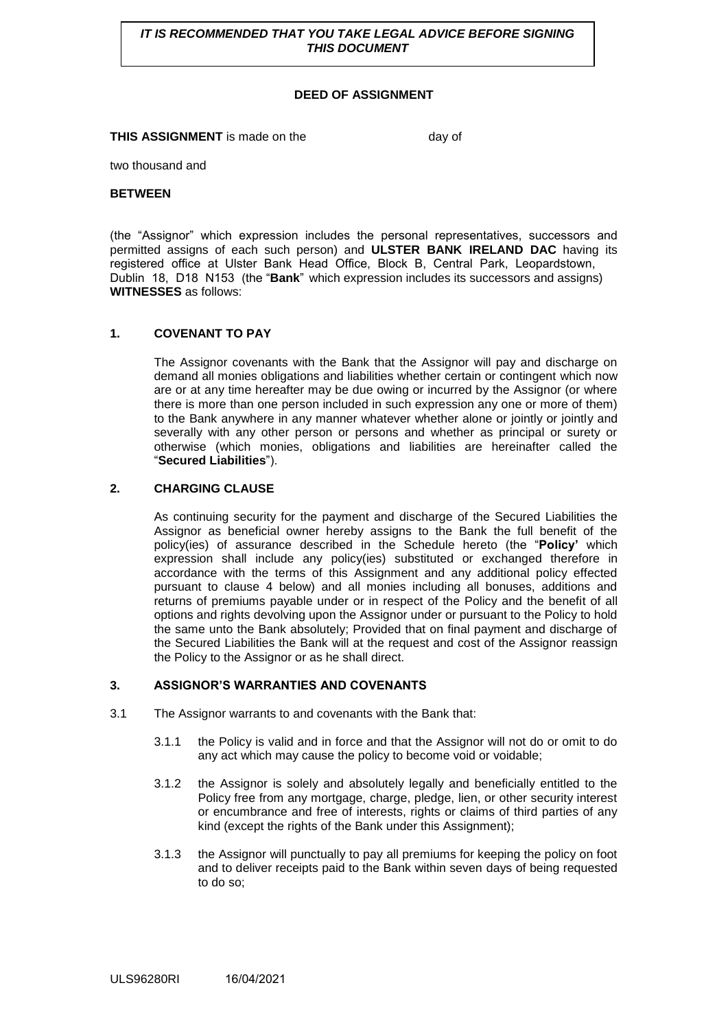***IT IS RECOMMENDED THAT YOU TAKE LEGAL ADVICE BEFORE SIGNING THIS DOCUMENT***

**DEED OF ASSIGNMENT**

**THIS ASSIGNMENT** is made on the day of

two thousand and

**BETWEEN**

(the "Assignor" which expression includes the personal representatives, successors and permitted assigns of each such person) and **ULSTER BANK IRELAND DAC** having its registered office at Ulster Bank Head Office, Block B, Central Park, Leopardstown, Dublin 18, D18 N153 (the "**Bank**" which expression includes its successors and assigns) **WITNESSES** as follows:

**1. COVENANT TO PAY**

The Assignor covenants with the Bank that the Assignor will pay and discharge on demand all monies obligations and liabilities whether certain or contingent which now are or at any time hereafter may be due owing or incurred by the Assignor (or where there is more than one person included in such expression any one or more of them) to the Bank anywhere in any manner whatever whether alone or jointly or jointly and severally with any other person or persons and whether as principal or surety or otherwise (which monies, obligations and liabilities are hereinafter called the "**Secured Liabilities**").

**2. CHARGING CLAUSE**

As continuing security for the payment and discharge of the Secured Liabilities the Assignor as beneficial owner hereby assigns to the Bank the full benefit of the policy(ies) of assurance described in the Schedule hereto (the "**Policy'** which expression shall include any policy(ies) substituted or exchanged therefore in accordance with the terms of this Assignment and any additional policy effected pursuant to clause 4 below) and all monies including all bonuses, additions and returns of premiums payable under or in respect of the Policy and the benefit of all options and rights devolving upon the Assignor under or pursuant to the Policy to hold the same unto the Bank absolutely; Provided that on final payment and discharge of the Secured Liabilities the Bank will at the request and cost of the Assignor reassign the Policy to the Assignor or as he shall direct.

**3. ASSIGNOR'S WARRANTIES AND COVENANTS**

3.1 The Assignor warrants to and covenants with the Bank that:

3.1.1 the Policy is valid and in force and that the Assignor will not do or omit to do any act which may cause the policy to become void or voidable;

3.1.2 the Assignor is solely and absolutely legally and beneficially entitled to the Policy free from any mortgage, charge, pledge, lien, or other security interest or encumbrance and free of interests, rights or claims of third parties of any kind (except the rights of the Bank under this Assignment);

3.1.3 the Assignor will punctually to pay all premiums for keeping the policy on foot and to deliver receipts paid to the Bank within seven days of being requested to do so;

ULS96280RI 16/04/2021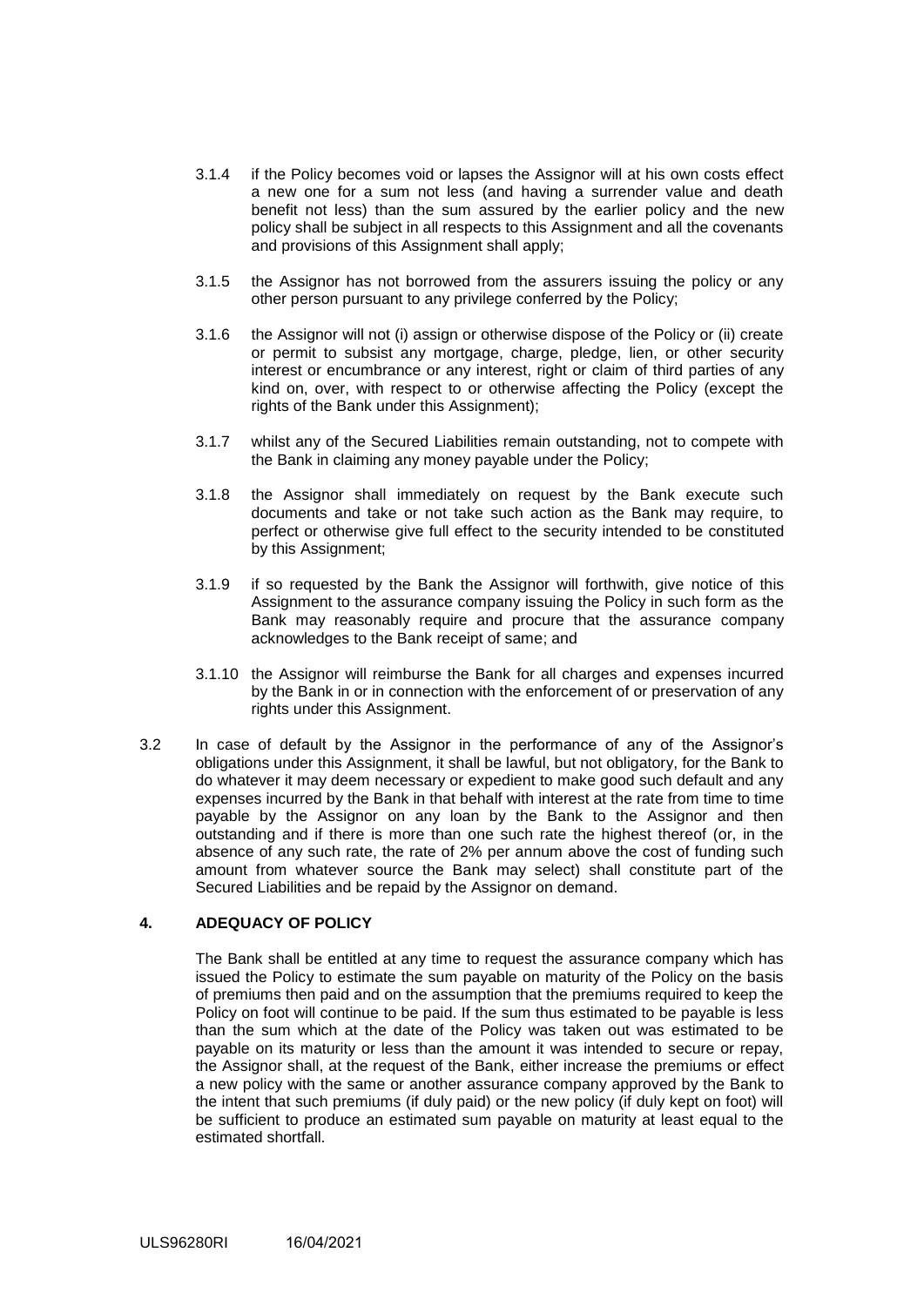3.1.4 if the Policy becomes void or lapses the Assignor will at his own costs effect a new one for a sum not less (and having a surrender value and death benefit not less) than the sum assured by the earlier policy and the new policy shall be subject in all respects to this Assignment and all the covenants and provisions of this Assignment shall apply;

3.1.5 the Assignor has not borrowed from the assurers issuing the policy or any other person pursuant to any privilege conferred by the Policy;

3.1.6 the Assignor will not (i) assign or otherwise dispose of the Policy or (ii) create or permit to subsist any mortgage, charge, pledge, lien, or other security interest or encumbrance or any interest, right or claim of third parties of any kind on, over, with respect to or otherwise affecting the Policy (except the rights of the Bank under this Assignment);

3.1.7 whilst any of the Secured Liabilities remain outstanding, not to compete with the Bank in claiming any money payable under the Policy;

3.1.8 the Assignor shall immediately on request by the Bank execute such documents and take or not take such action as the Bank may require, to perfect or otherwise give full effect to the security intended to be constituted by this Assignment;

3.1.9 if so requested by the Bank the Assignor will forthwith, give notice of this Assignment to the assurance company issuing the Policy in such form as the Bank may reasonably require and procure that the assurance company acknowledges to the Bank receipt of same; and

3.1.10 the Assignor will reimburse the Bank for all charges and expenses incurred by the Bank in or in connection with the enforcement of or preservation of any rights under this Assignment.

3.2 In case of default by the Assignor in the performance of any of the Assignor's obligations under this Assignment, it shall be lawful, but not obligatory, for the Bank to do whatever it may deem necessary or expedient to make good such default and any expenses incurred by the Bank in that behalf with interest at the rate from time to time payable by the Assignor on any loan by the Bank to the Assignor and then outstanding and if there is more than one such rate the highest thereof (or, in the absence of any such rate, the rate of 2% per annum above the cost of funding such amount from whatever source the Bank may select) shall constitute part of the Secured Liabilities and be repaid by the Assignor on demand.

## 4. ADEQUACY OF POLICY

The Bank shall be entitled at any time to request the assurance company which has issued the Policy to estimate the sum payable on maturity of the Policy on the basis of premiums then paid and on the assumption that the premiums required to keep the Policy on foot will continue to be paid. If the sum thus estimated to be payable is less than the sum which at the date of the Policy was taken out was estimated to be payable on its maturity or less than the amount it was intended to secure or repay, the Assignor shall, at the request of the Bank, either increase the premiums or effect a new policy with the same or another assurance company approved by the Bank to the intent that such premiums (if duly paid) or the new policy (if duly kept on foot) will be sufficient to produce an estimated sum payable on maturity at least equal to the estimated shortfall.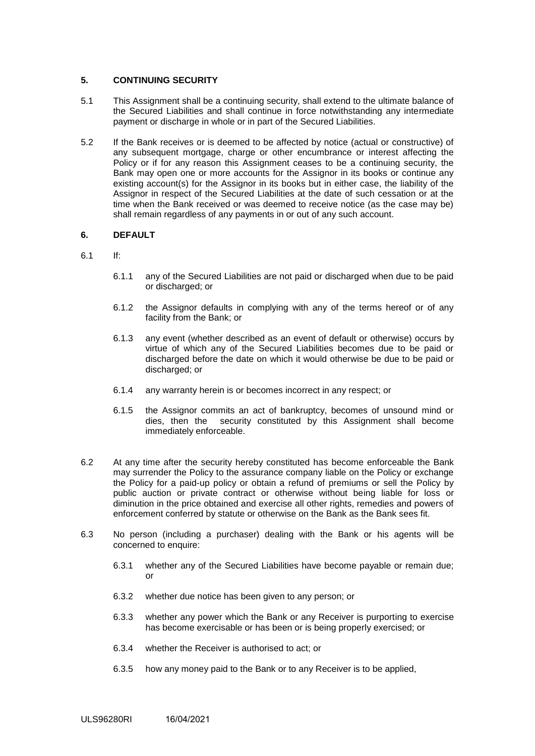## 5. CONTINUING SECURITY

5.1 This Assignment shall be a continuing security, shall extend to the ultimate balance of the Secured Liabilities and shall continue in force notwithstanding any intermediate payment or discharge in whole or in part of the Secured Liabilities.

5.2 If the Bank receives or is deemed to be affected by notice (actual or constructive) of any subsequent mortgage, charge or other encumbrance or interest affecting the Policy or if for any reason this Assignment ceases to be a continuing security, the Bank may open one or more accounts for the Assignor in its books or continue any existing account(s) for the Assignor in its books but in either case, the liability of the Assignor in respect of the Secured Liabilities at the date of such cessation or at the time when the Bank received or was deemed to receive notice (as the case may be) shall remain regardless of any payments in or out of any such account.

## 6. DEFAULT

6.1 If:

6.1.1 any of the Secured Liabilities are not paid or discharged when due to be paid or discharged; or

6.1.2 the Assignor defaults in complying with any of the terms hereof or of any facility from the Bank; or

6.1.3 any event (whether described as an event of default or otherwise) occurs by virtue of which any of the Secured Liabilities becomes due to be paid or discharged before the date on which it would otherwise be due to be paid or discharged; or

6.1.4 any warranty herein is or becomes incorrect in any respect; or

6.1.5 the Assignor commits an act of bankruptcy, becomes of unsound mind or dies, then the security constituted by this Assignment shall become immediately enforceable.

6.2 At any time after the security hereby constituted has become enforceable the Bank may surrender the Policy to the assurance company liable on the Policy or exchange the Policy for a paid-up policy or obtain a refund of premiums or sell the Policy by public auction or private contract or otherwise without being liable for loss or diminution in the price obtained and exercise all other rights, remedies and powers of enforcement conferred by statute or otherwise on the Bank as the Bank sees fit.

6.3 No person (including a purchaser) dealing with the Bank or his agents will be concerned to enquire:

6.3.1 whether any of the Secured Liabilities have become payable or remain due; or

6.3.2 whether due notice has been given to any person; or

6.3.3 whether any power which the Bank or any Receiver is purporting to exercise has become exercisable or has been or is being properly exercised; or

6.3.4 whether the Receiver is authorised to act; or

6.3.5 how any money paid to the Bank or to any Receiver is to be applied,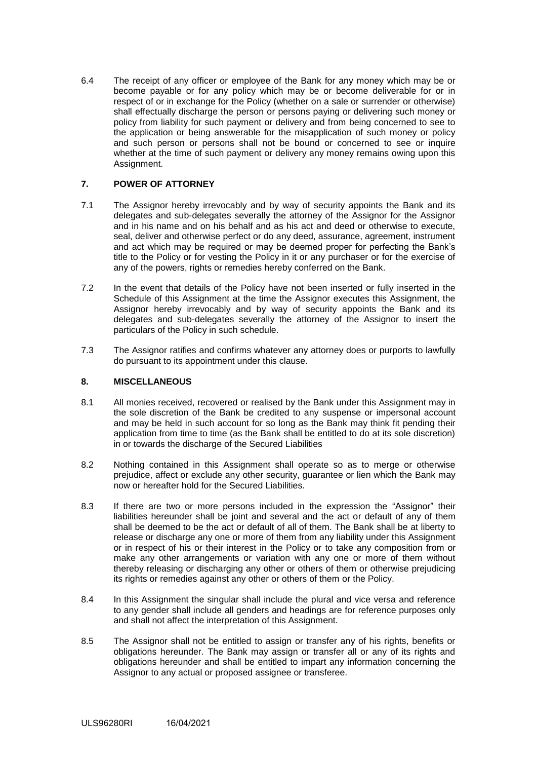6.4 The receipt of any officer or employee of the Bank for any money which may be or become payable or for any policy which may be or become deliverable for or in respect of or in exchange for the Policy (whether on a sale or surrender or otherwise) shall effectually discharge the person or persons paying or delivering such money or policy from liability for such payment or delivery and from being concerned to see to the application or being answerable for the misapplication of such money or policy and such person or persons shall not be bound or concerned to see or inquire whether at the time of such payment or delivery any money remains owing upon this Assignment.

## 7. POWER OF ATTORNEY

7.1 The Assignor hereby irrevocably and by way of security appoints the Bank and its delegates and sub-delegates severally the attorney of the Assignor for the Assignor and in his name and on his behalf and as his act and deed or otherwise to execute, seal, deliver and otherwise perfect or do any deed, assurance, agreement, instrument and act which may be required or may be deemed proper for perfecting the Bank's title to the Policy or for vesting the Policy in it or any purchaser or for the exercise of any of the powers, rights or remedies hereby conferred on the Bank.

7.2 In the event that details of the Policy have not been inserted or fully inserted in the Schedule of this Assignment at the time the Assignor executes this Assignment, the Assignor hereby irrevocably and by way of security appoints the Bank and its delegates and sub-delegates severally the attorney of the Assignor to insert the particulars of the Policy in such schedule.

7.3 The Assignor ratifies and confirms whatever any attorney does or purports to lawfully do pursuant to its appointment under this clause.

## 8. MISCELLANEOUS

8.1 All monies received, recovered or realised by the Bank under this Assignment may in the sole discretion of the Bank be credited to any suspense or impersonal account and may be held in such account for so long as the Bank may think fit pending their application from time to time (as the Bank shall be entitled to do at its sole discretion) in or towards the discharge of the Secured Liabilities

8.2 Nothing contained in this Assignment shall operate so as to merge or otherwise prejudice, affect or exclude any other security, guarantee or lien which the Bank may now or hereafter hold for the Secured Liabilities.

8.3 If there are two or more persons included in the expression the "Assignor" their liabilities hereunder shall be joint and several and the act or default of any of them shall be deemed to be the act or default of all of them. The Bank shall be at liberty to release or discharge any one or more of them from any liability under this Assignment or in respect of his or their interest in the Policy or to take any composition from or make any other arrangements or variation with any one or more of them without thereby releasing or discharging any other or others of them or otherwise prejudicing its rights or remedies against any other or others of them or the Policy.

8.4 In this Assignment the singular shall include the plural and vice versa and reference to any gender shall include all genders and headings are for reference purposes only and shall not affect the interpretation of this Assignment.

8.5 The Assignor shall not be entitled to assign or transfer any of his rights, benefits or obligations hereunder. The Bank may assign or transfer all or any of its rights and obligations hereunder and shall be entitled to impart any information concerning the Assignor to any actual or proposed assignee or transferee.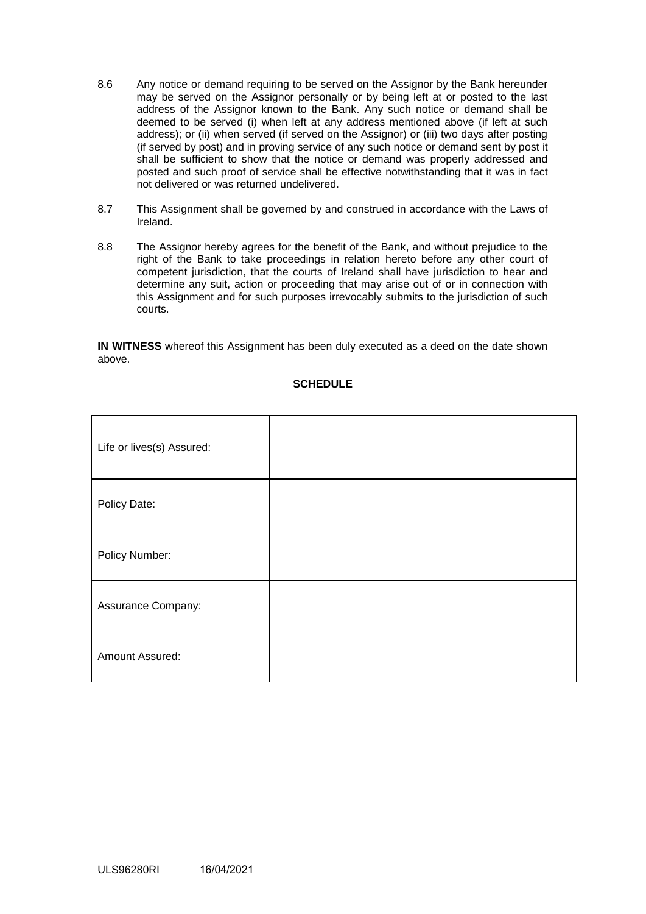8.6 Any notice or demand requiring to be served on the Assignor by the Bank hereunder may be served on the Assignor personally or by being left at or posted to the last address of the Assignor known to the Bank. Any such notice or demand shall be deemed to be served (i) when left at any address mentioned above (if left at such address); or (ii) when served (if served on the Assignor) or (iii) two days after posting (if served by post) and in proving service of any such notice or demand sent by post it shall be sufficient to show that the notice or demand was properly addressed and posted and such proof of service shall be effective notwithstanding that it was in fact not delivered or was returned undelivered.

8.7 This Assignment shall be governed by and construed in accordance with the Laws of Ireland.

8.8 The Assignor hereby agrees for the benefit of the Bank, and without prejudice to the right of the Bank to take proceedings in relation hereto before any other court of competent jurisdiction, that the courts of Ireland shall have jurisdiction to hear and determine any suit, action or proceeding that may arise out of or in connection with this Assignment and for such purposes irrevocably submits to the jurisdiction of such courts.

**IN WITNESS** whereof this Assignment has been duly executed as a deed on the date shown above.

**SCHEDULE**

| | |
|---|---|
| Life or lives(s) Assured: | |
| Policy Date: | |
| Policy Number: | |
| Assurance Company: | |
| Amount Assured: | |

ULS96280RI 16/04/2021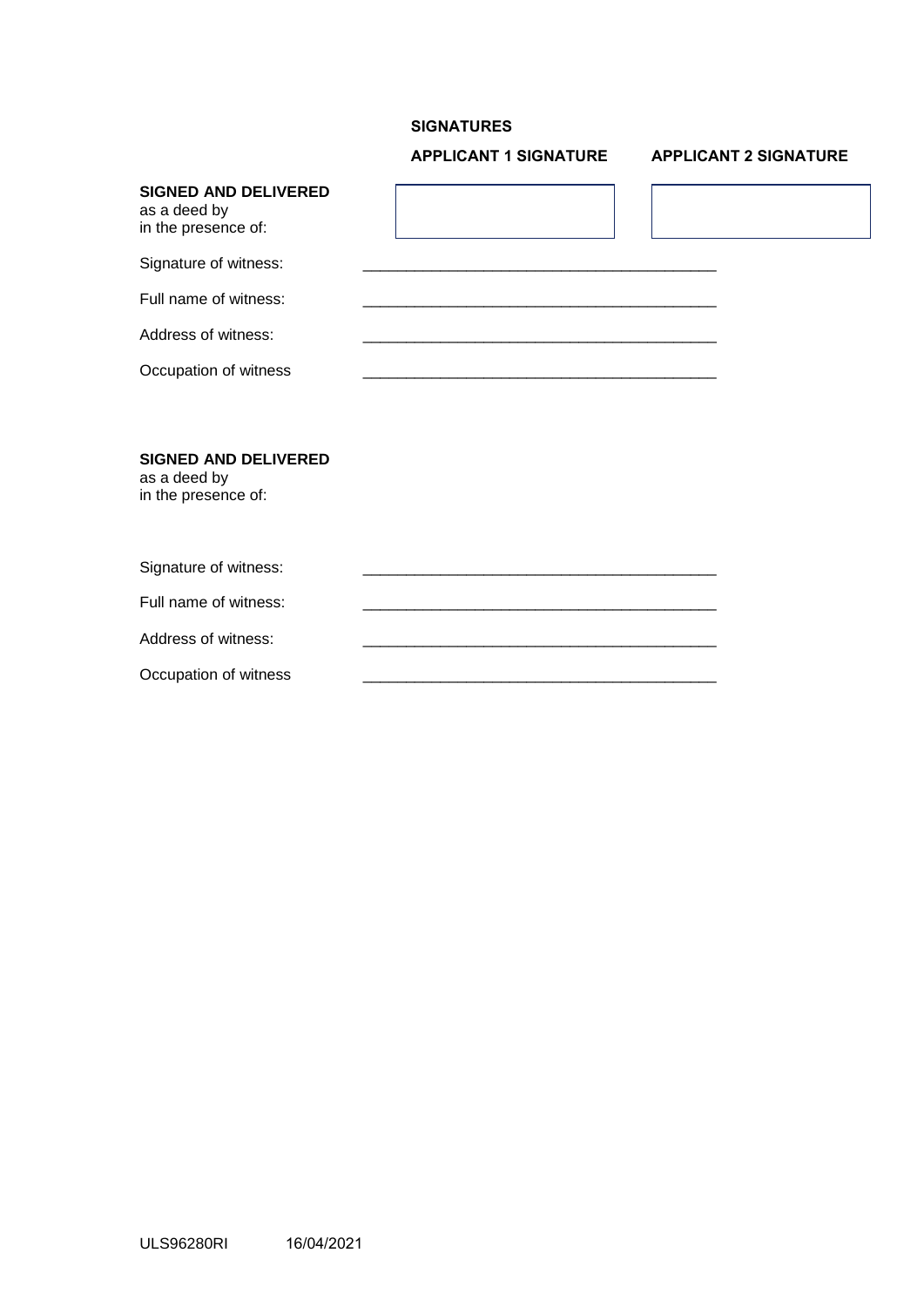**SIGNATURES**

| | APPLICANT 1 SIGNATURE | APPLICANT 2 SIGNATURE |
|---|---|---|
| **SIGNED AND DELIVERED** as a deed by in the presence of: | | |

Signature of witness: ________________________________________

Full name of witness: ________________________________________

Address of witness: ________________________________________

Occupation of witness ________________________________________

**SIGNED AND DELIVERED**
as a deed by
in the presence of:

Signature of witness: ________________________________________

Full name of witness: ________________________________________

Address of witness: ________________________________________

Occupation of witness ________________________________________

ULS96280RI 16/04/2021